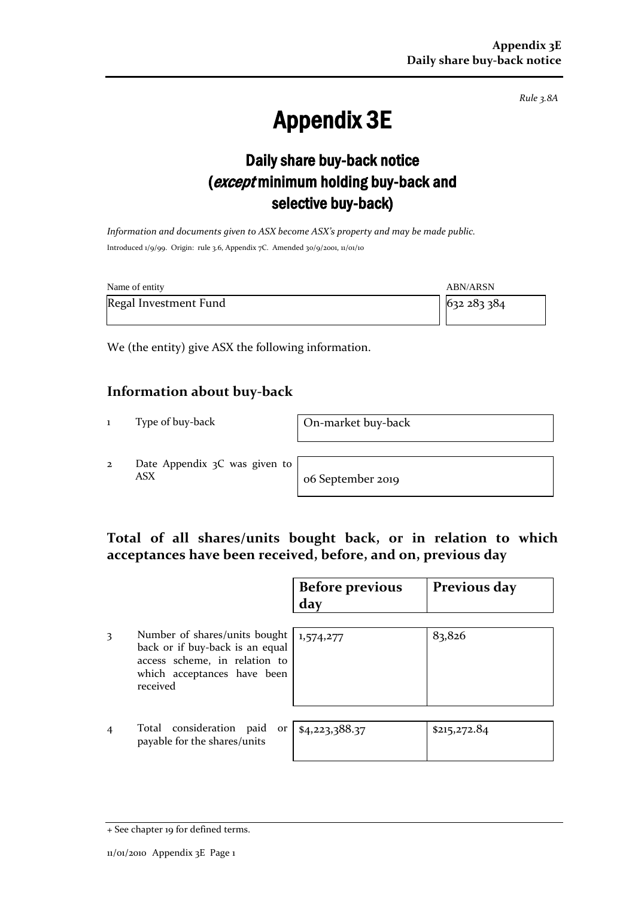*Rule 3.8A*

# Appendix 3E

## Daily share buy-back notice (*except* minimum holding buy-back and selective buy-back)

*Information and documents given to ASX become ASX's property and may be made public.*

Introduced 1/9/99. Origin: rule 3.6, Appendix 7C. Amended 30/9/2001, 11/01/10

| Name of entity | ABN/ARSN |
|---|---|
| Regal Investment Fund | 632 283 384 |

We (the entity) give ASX the following information.

## Information about buy-back

| | | |
|---|---|---|
| 1 | Type of buy-back | On-market buy-back |
| 2 | Date Appendix 3C was given to ASX | 06 September 2019 |

## Total of all shares/units bought back, or in relation to which acceptances have been received, before, and on, previous day

| | | Before previous day | Previous day |
|---|---|---|---|
| 3 | Number of shares/units bought back or if buy-back is an equal access scheme, in relation to which acceptances have been received | 1,574,277 | 83,826 |
| 4 | Total consideration paid or payable for the shares/units | $4,223,388.37 | $215,272.84 |

+ See chapter 19 for defined terms.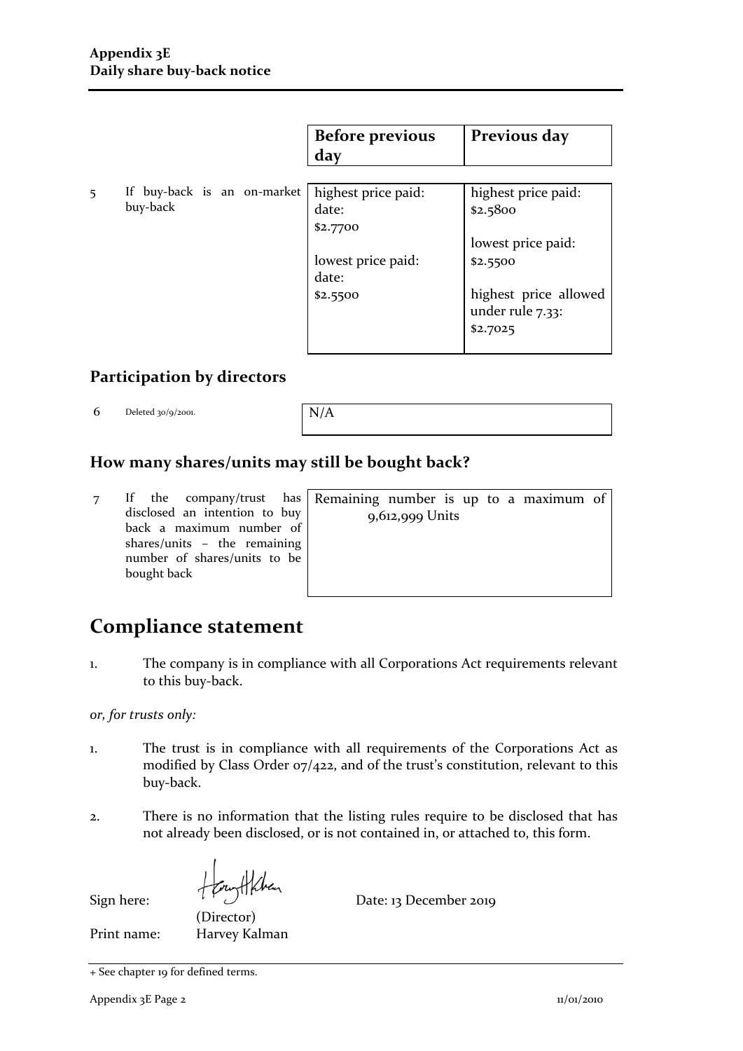## Appendix 3E
## Daily share buy-back notice

| | | Before previous day | Previous day |
|---|---|---|---|
| 5 | If buy-back is an on-market buy-back | highest price paid: date: $2.7700<br><br>lowest price paid: date: $2.5500 | highest price paid: $2.5800<br><br>lowest price paid: $2.5500<br><br>highest price allowed under rule 7.33: $2.7025 |

## Participation by directors

| | | |
|---|---|---|
| 6 | Deleted 30/9/2001. | N/A |

## How many shares/units may still be bought back?

| | | |
|---|---|---|
| 7 | If the company/trust has disclosed an intention to buy back a maximum number of shares/units – the remaining number of shares/units to be bought back | Remaining number is up to a maximum of 9,612,999 Units |

# Compliance statement

1. The company is in compliance with all Corporations Act requirements relevant to this buy-back.

*or, for trusts only:*

1. The trust is in compliance with all requirements of the Corporations Act as modified by Class Order 07/422, and of the trust's constitution, relevant to this buy-back.

2. There is no information that the listing rules require to be disclosed that has not already been disclosed, or is not contained in, or attached to, this form.

Sign here: (Director) Date: 13 December 2019

Print name: Harvey Kalman

+ See chapter 19 for defined terms.